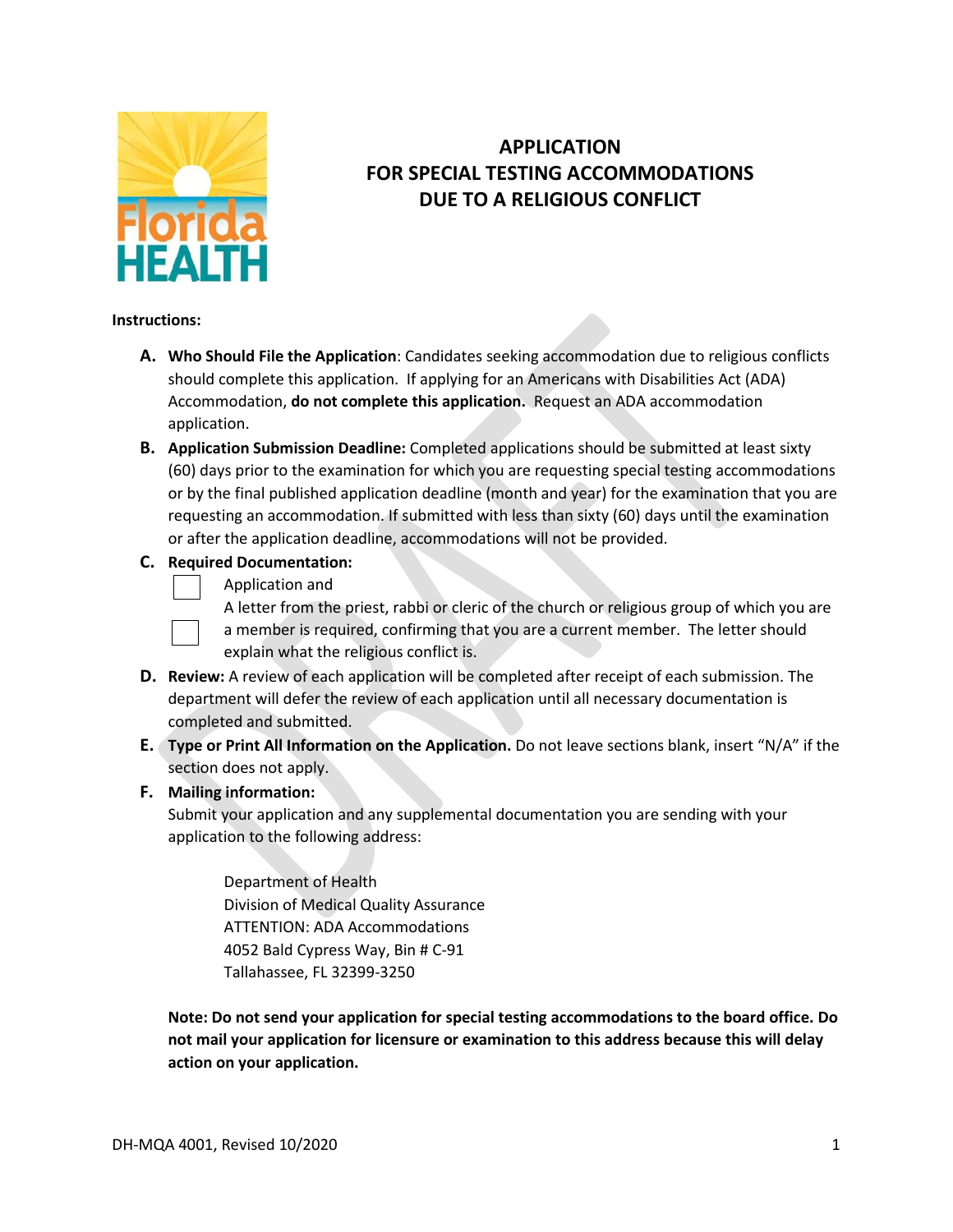# APPLICATION FOR SPECIAL TESTING ACCOMMODATIONS DUE TO A RELIGIOUS CONFLICT

**Instructions:**

**A. Who Should File the Application**: Candidates seeking accommodation due to religious conflicts should complete this application. If applying for an Americans with Disabilities Act (ADA) Accommodation, **do not complete this application.** Request an ADA accommodation application.

**B. Application Submission Deadline:** Completed applications should be submitted at least sixty (60) days prior to the examination for which you are requesting special testing accommodations or by the final published application deadline (month and year) for the examination that you are requesting an accommodation. If submitted with less than sixty (60) days until the examination or after the application deadline, accommodations will not be provided.

**C. Required Documentation:**

- ☐ Application and
- ☐ A letter from the priest, rabbi or cleric of the church or religious group of which you are a member is required, confirming that you are a current member. The letter should explain what the religious conflict is.

**D. Review:** A review of each application will be completed after receipt of each submission. The department will defer the review of each application until all necessary documentation is completed and submitted.

**E. Type or Print All Information on the Application.** Do not leave sections blank, insert "N/A" if the section does not apply.

**F. Mailing information:**

Submit your application and any supplemental documentation you are sending with your application to the following address:

Department of Health
Division of Medical Quality Assurance
ATTENTION: ADA Accommodations
4052 Bald Cypress Way, Bin # C-91
Tallahassee, FL 32399-3250

**Note: Do not send your application for special testing accommodations to the board office. Do not mail your application for licensure or examination to this address because this will delay action on your application.**

DH-MQA 4001, Revised 10/2020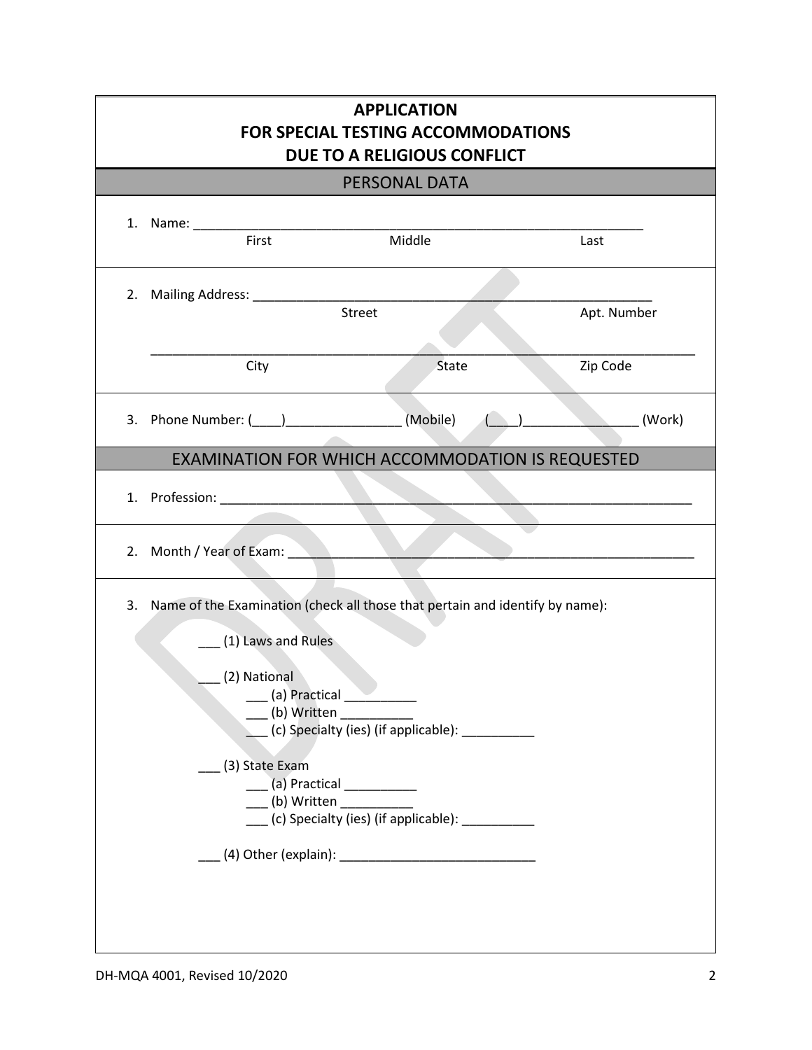# APPLICATION
# FOR SPECIAL TESTING ACCOMMODATIONS
# DUE TO A RELIGIOUS CONFLICT

## PERSONAL DATA

1. Name: ________________________________________________________________
   First                    Middle                    Last

2. Mailing Address: _________________________________________________________
   Street                    Apt. Number

   _____________________________________________________________________________
   City                    State                    Zip Code

3. Phone Number: (____)________________ (Mobile)   (____)________________ (Work)

## EXAMINATION FOR WHICH ACCOMMODATION IS REQUESTED

1. Profession: _____________________________________________________________________

2. Month / Year of Exam: ___________________________________________________________

3. Name of the Examination (check all those that pertain and identify by name):

   ___ (1) Laws and Rules

   ___ (2) National
   - ___ (a) Practical __________
   - ___ (b) Written __________
   - ___ (c) Specialty (ies) (if applicable): __________

   ___ (3) State Exam
   - ___ (a) Practical __________
   - ___ (b) Written __________
   - ___ (c) Specialty (ies) (if applicable): __________

   ___ (4) Other (explain): ___________________________

DH-MQA 4001, Revised 10/2020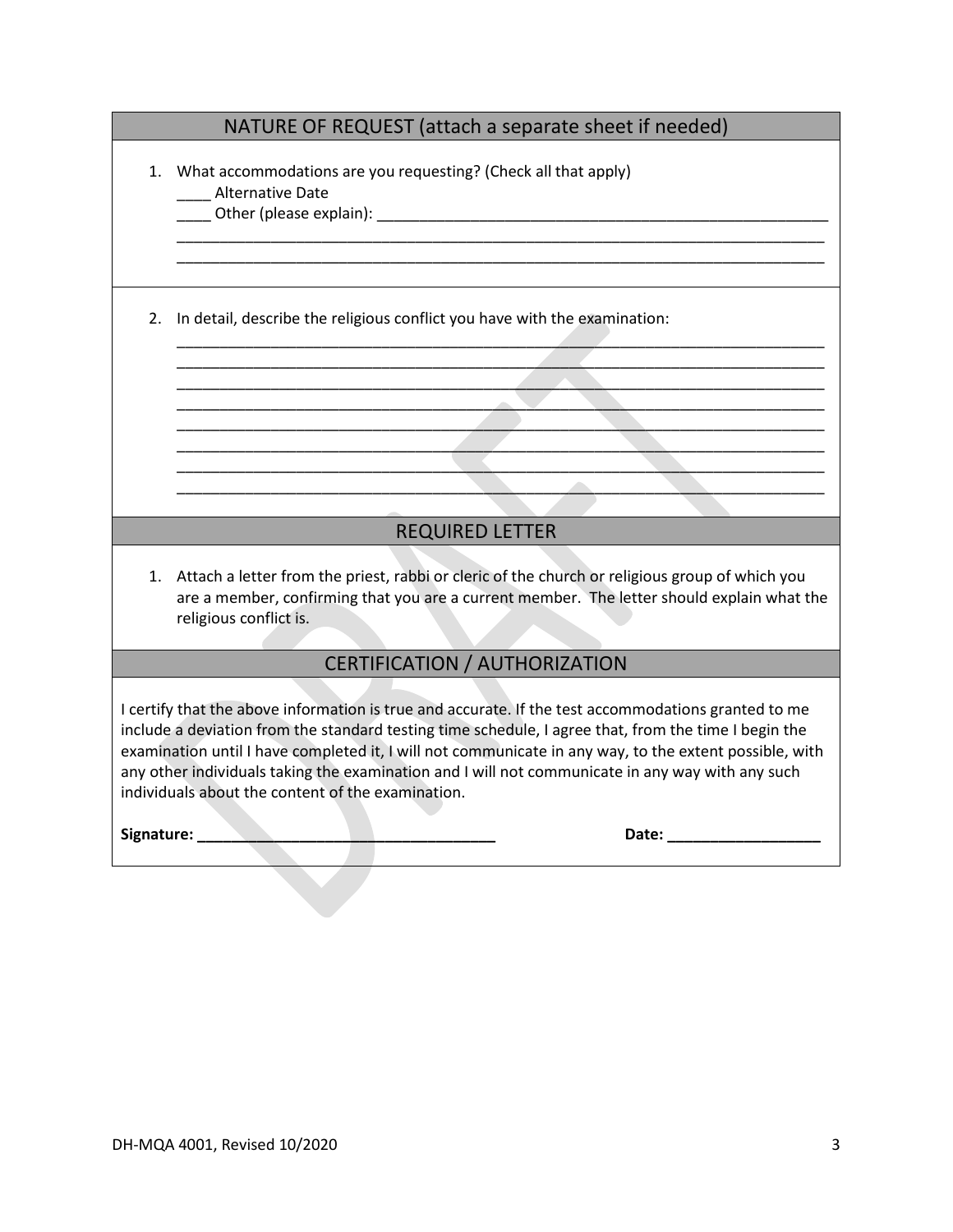## NATURE OF REQUEST (attach a separate sheet if needed)

1. What accommodations are you requesting? (Check all that apply)
   ____ Alternative Date
   ____ Other (please explain): ________________________________________________________
   ________________________________________________________________________________
   ________________________________________________________________________________

2. In detail, describe the religious conflict you have with the examination:
   ________________________________________________________________________________
   ________________________________________________________________________________
   ________________________________________________________________________________
   ________________________________________________________________________________
   ________________________________________________________________________________
   ________________________________________________________________________________
   ________________________________________________________________________________
   ________________________________________________________________________________

## REQUIRED LETTER

1. Attach a letter from the priest, rabbi or cleric of the church or religious group of which you are a member, confirming that you are a current member. The letter should explain what the religious conflict is.

## CERTIFICATION / AUTHORIZATION

I certify that the above information is true and accurate. If the test accommodations granted to me include a deviation from the standard testing time schedule, I agree that, from the time I begin the examination until I have completed it, I will not communicate in any way, to the extent possible, with any other individuals taking the examination and I will not communicate in any way with any such individuals about the content of the examination.

**Signature: ___________________________________** **Date: __________________**

DH-MQA 4001, Revised 10/2020